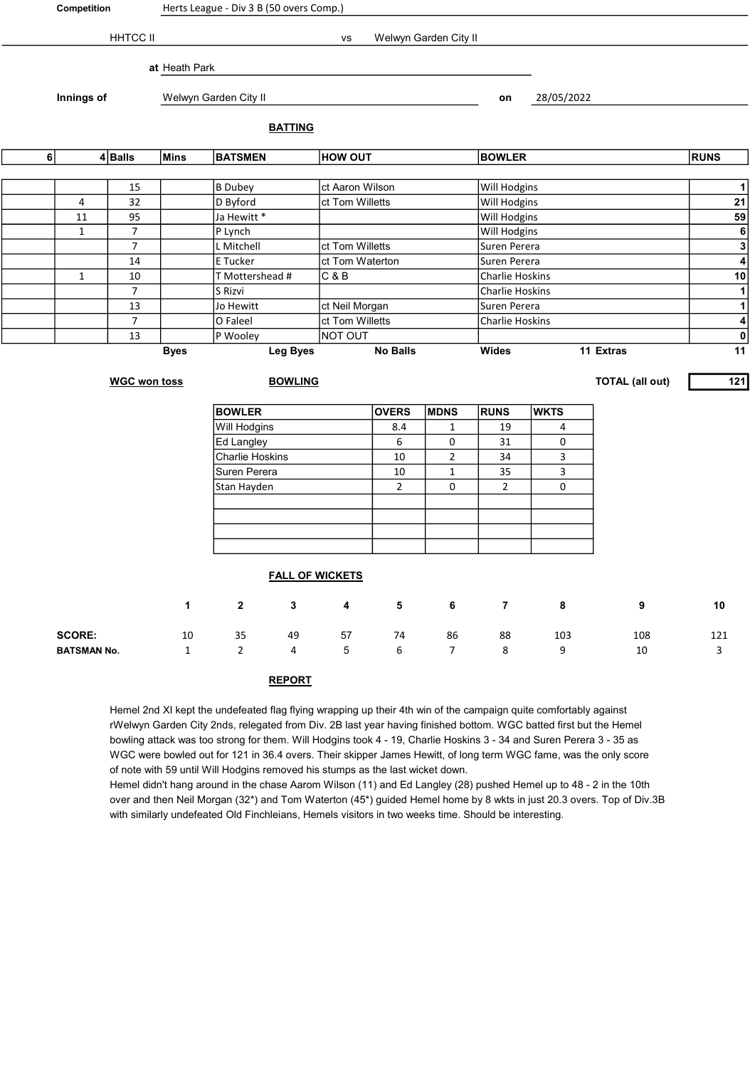**Competition** Herts League - Div 3 B (50 overs Comp.)

HHTCC II vs Welwyn Garden City II

**at** Heath Park

**Innings of** Welwyn Garden City II **on** 28/05/2022

## BATTING

| 6 | 4 | Balls | Mins | BATSMEN | HOW OUT | BOWLER | RUNS |
|---|---|---|---|---|---|---|---|
| | | 15 | | B Dubey | ct Aaron Wilson | Will Hodgins | 1 |
| | 4 | 32 | | D Byford | ct Tom Willetts | Will Hodgins | 21 |
| | 11 | 95 | | Ja Hewitt * | | Will Hodgins | 59 |
| | 1 | 7 | | P Lynch | | Will Hodgins | 6 |
| | | 7 | | L Mitchell | ct Tom Willetts | Suren Perera | 3 |
| | | 14 | | E Tucker | ct Tom Waterton | Suren Perera | 4 |
| | 1 | 10 | | T Mottershead # | C & B | Charlie Hoskins | 10 |
| | | 7 | | S Rizvi | | Charlie Hoskins | 1 |
| | | 13 | | Jo Hewitt | ct Neil Morgan | Suren Perera | 1 |
| | | 7 | | O Faleel | ct Tom Willetts | Charlie Hoskins | 4 |
| | | 13 | | P Wooley | NOT OUT | | 0 |
| | | | Byes | Leg Byes | No Balls | Wides 11 Extras | 11 |

**WGC won toss**

**TOTAL (all out)** 121

## BOWLING

| BOWLER | OVERS | MDNS | RUNS | WKTS |
|---|---|---|---|---|
| Will Hodgins | 8.4 | 1 | 19 | 4 |
| Ed Langley | 6 | 0 | 31 | 0 |
| Charlie Hoskins | 10 | 2 | 34 | 3 |
| Suren Perera | 10 | 1 | 35 | 3 |
| Stan Hayden | 2 | 0 | 2 | 0 |

## FALL OF WICKETS

| | 1 | 2 | 3 | 4 | 5 | 6 | 7 | 8 | 9 | 10 |
|---|---|---|---|---|---|---|---|---|---|---|
| **SCORE:** | 10 | 35 | 49 | 57 | 74 | 86 | 88 | 103 | 108 | 121 |
| **BATSMAN No.** | 1 | 2 | 4 | 5 | 6 | 7 | 8 | 9 | 10 | 3 |

## REPORT

Hemel 2nd XI kept the undefeated flag flying wrapping up their 4th win of the campaign quite comfortably against rWelwyn Garden City 2nds, relegated from Div. 2B last year having finished bottom. WGC batted first but the Hemel bowling attack was too strong for them. Will Hodgins took 4 - 19, Charlie Hoskins 3 - 34 and Suren Perera 3 - 35 as WGC were bowled out for 121 in 36.4 overs. Their skipper James Hewitt, of long term WGC fame, was the only score of note with 59 until Will Hodgins removed his stumps as the last wicket down.
Hemel didn't hang around in the chase Aarom Wilson (11) and Ed Langley (28) pushed Hemel up to 48 - 2 in the 10th over and then Neil Morgan (32*) and Tom Waterton (45*) guided Hemel home by 8 wkts in just 20.3 overs. Top of Div.3B with similarly undefeated Old Finchleians, Hemels visitors in two weeks time. Should be interesting.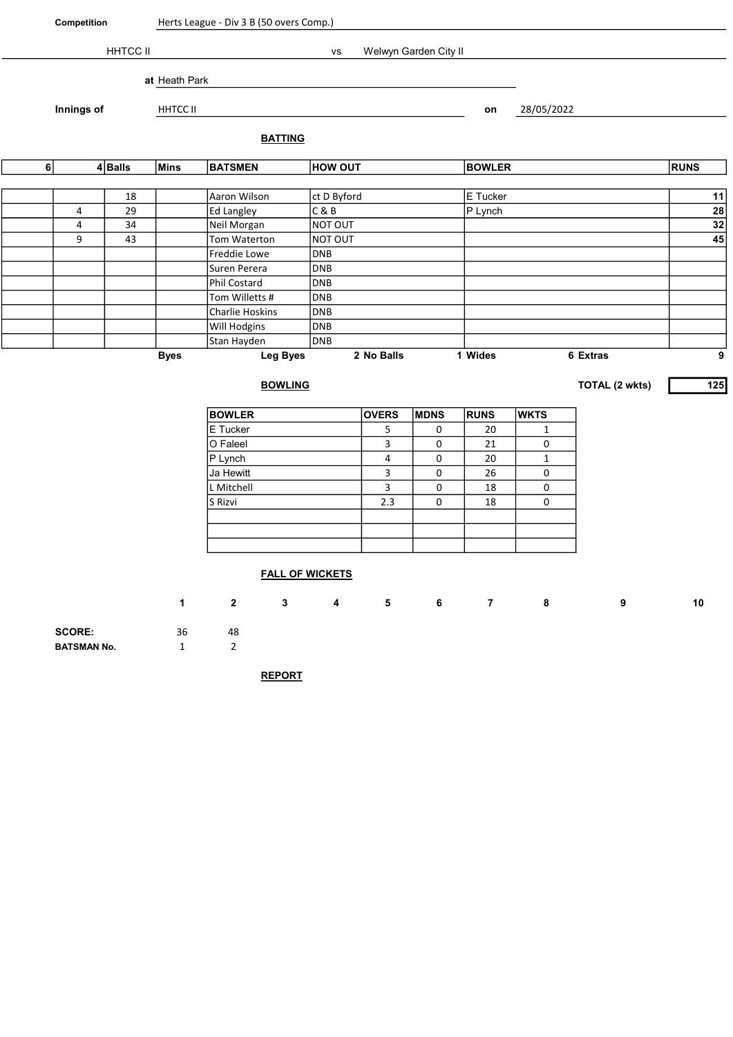**Competition** Herts League - Div 3 B (50 overs Comp.)

HHTCC II vs Welwyn Garden City II

**at** Heath Park

**Innings of** HHTCC II **on** 28/05/2022

## BATTING

| 6 | 4 | Balls | Mins | BATSMEN | HOW OUT | BOWLER | RUNS |
|---|---|---|---|---|---|---|---|
| | | 18 | | Aaron Wilson | ct D Byford | E Tucker | 11 |
| | 4 | 29 | | Ed Langley | C & B | P Lynch | 28 |
| | 4 | 34 | | Neil Morgan | NOT OUT | | 32 |
| | 9 | 43 | | Tom Waterton | NOT OUT | | 45 |
| | | | | Freddie Lowe | DNB | | |
| | | | | Suren Perera | DNB | | |
| | | | | Phil Costard | DNB | | |
| | | | | Tom Willetts # | DNB | | |
| | | | | Charlie Hoskins | DNB | | |
| | | | | Will Hodgins | DNB | | |
| | | | | Stan Hayden | DNB | | |

**Byes** **Leg Byes** **2 No Balls** **1 Wides** **6 Extras** **9**

**TOTAL (2 wkts)** **125**

## BOWLING

| BOWLER | OVERS | MDNS | RUNS | WKTS |
|---|---|---|---|---|
| E Tucker | 5 | 0 | 20 | 1 |
| O Faleel | 3 | 0 | 21 | 0 |
| P Lynch | 4 | 0 | 20 | 1 |
| Ja Hewitt | 3 | 0 | 26 | 0 |
| L Mitchell | 3 | 0 | 18 | 0 |
| S Rizvi | 2.3 | 0 | 18 | 0 |
| | | | | |
| | | | | |
| | | | | |

## FALL OF WICKETS

| | 1 | 2 | 3 | 4 | 5 | 6 | 7 | 8 | 9 | 10 |
|---|---|---|---|---|---|---|---|---|---|---|
| **SCORE:** | 36 | 48 | | | | | | | | |
| **BATSMAN No.** | 1 | 2 | | | | | | | | |

## REPORT